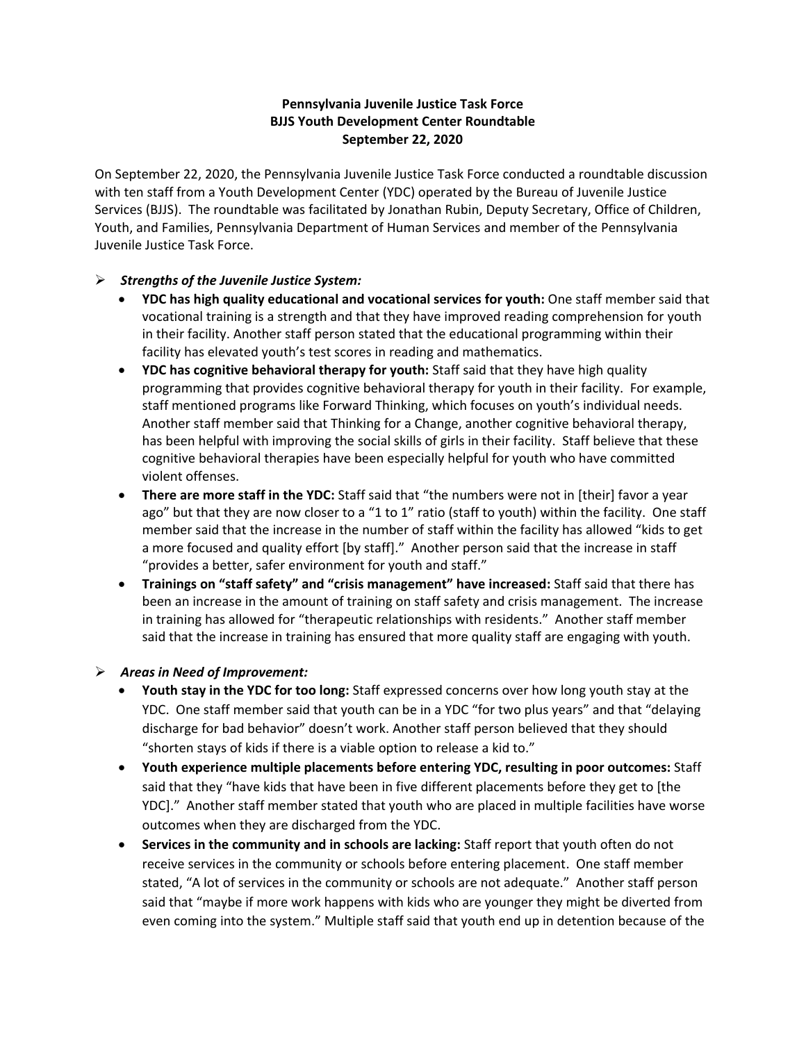**Pennsylvania Juvenile Justice Task Force**
**BJJS Youth Development Center Roundtable**
**September 22, 2020**

On September 22, 2020, the Pennsylvania Juvenile Justice Task Force conducted a roundtable discussion with ten staff from a Youth Development Center (YDC) operated by the Bureau of Juvenile Justice Services (BJJS). The roundtable was facilitated by Jonathan Rubin, Deputy Secretary, Office of Children, Youth, and Families, Pennsylvania Department of Human Services and member of the Pennsylvania Juvenile Justice Task Force.

- ***Strengths of the Juvenile Justice System:***
  - **YDC has high quality educational and vocational services for youth:** One staff member said that vocational training is a strength and that they have improved reading comprehension for youth in their facility. Another staff person stated that the educational programming within their facility has elevated youth's test scores in reading and mathematics.
  - **YDC has cognitive behavioral therapy for youth:** Staff said that they have high quality programming that provides cognitive behavioral therapy for youth in their facility. For example, staff mentioned programs like Forward Thinking, which focuses on youth's individual needs. Another staff member said that Thinking for a Change, another cognitive behavioral therapy, has been helpful with improving the social skills of girls in their facility. Staff believe that these cognitive behavioral therapies have been especially helpful for youth who have committed violent offenses.
  - **There are more staff in the YDC:** Staff said that "the numbers were not in [their] favor a year ago" but that they are now closer to a "1 to 1" ratio (staff to youth) within the facility. One staff member said that the increase in the number of staff within the facility has allowed "kids to get a more focused and quality effort [by staff]." Another person said that the increase in staff "provides a better, safer environment for youth and staff."
  - **Trainings on "staff safety" and "crisis management" have increased:** Staff said that there has been an increase in the amount of training on staff safety and crisis management. The increase in training has allowed for "therapeutic relationships with residents." Another staff member said that the increase in training has ensured that more quality staff are engaging with youth.

- ***Areas in Need of Improvement:***
  - **Youth stay in the YDC for too long:** Staff expressed concerns over how long youth stay at the YDC. One staff member said that youth can be in a YDC "for two plus years" and that "delaying discharge for bad behavior" doesn't work. Another staff person believed that they should "shorten stays of kids if there is a viable option to release a kid to."
  - **Youth experience multiple placements before entering YDC, resulting in poor outcomes:** Staff said that they "have kids that have been in five different placements before they get to [the YDC]." Another staff member stated that youth who are placed in multiple facilities have worse outcomes when they are discharged from the YDC.
  - **Services in the community and in schools are lacking:** Staff report that youth often do not receive services in the community or schools before entering placement. One staff member stated, "A lot of services in the community or schools are not adequate." Another staff person said that "maybe if more work happens with kids who are younger they might be diverted from even coming into the system." Multiple staff said that youth end up in detention because of the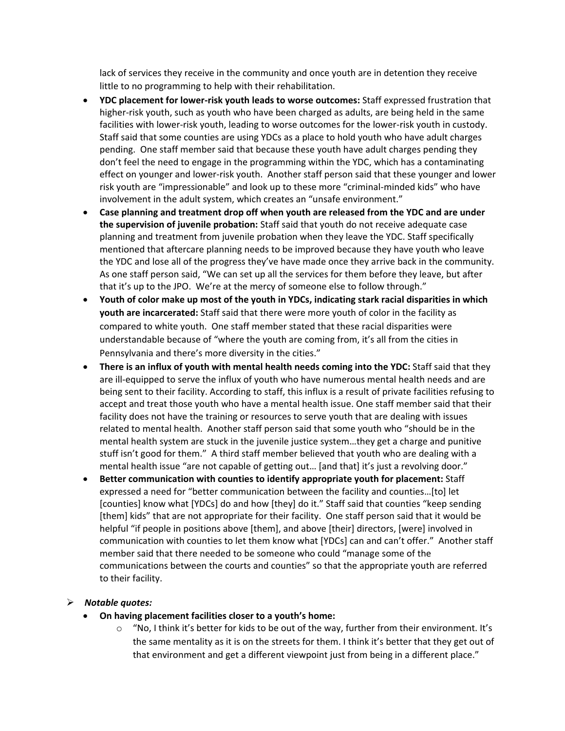lack of services they receive in the community and once youth are in detention they receive little to no programming to help with their rehabilitation.

- **YDC placement for lower-risk youth leads to worse outcomes:** Staff expressed frustration that higher-risk youth, such as youth who have been charged as adults, are being held in the same facilities with lower-risk youth, leading to worse outcomes for the lower-risk youth in custody. Staff said that some counties are using YDCs as a place to hold youth who have adult charges pending. One staff member said that because these youth have adult charges pending they don't feel the need to engage in the programming within the YDC, which has a contaminating effect on younger and lower-risk youth. Another staff person said that these younger and lower risk youth are "impressionable" and look up to these more "criminal-minded kids" who have involvement in the adult system, which creates an "unsafe environment."
- **Case planning and treatment drop off when youth are released from the YDC and are under the supervision of juvenile probation:** Staff said that youth do not receive adequate case planning and treatment from juvenile probation when they leave the YDC. Staff specifically mentioned that aftercare planning needs to be improved because they have youth who leave the YDC and lose all of the progress they've have made once they arrive back in the community. As one staff person said, "We can set up all the services for them before they leave, but after that it's up to the JPO. We're at the mercy of someone else to follow through."
- **Youth of color make up most of the youth in YDCs, indicating stark racial disparities in which youth are incarcerated:** Staff said that there were more youth of color in the facility as compared to white youth. One staff member stated that these racial disparities were understandable because of "where the youth are coming from, it's all from the cities in Pennsylvania and there's more diversity in the cities."
- **There is an influx of youth with mental health needs coming into the YDC:** Staff said that they are ill-equipped to serve the influx of youth who have numerous mental health needs and are being sent to their facility. According to staff, this influx is a result of private facilities refusing to accept and treat those youth who have a mental health issue. One staff member said that their facility does not have the training or resources to serve youth that are dealing with issues related to mental health. Another staff person said that some youth who "should be in the mental health system are stuck in the juvenile justice system…they get a charge and punitive stuff isn't good for them." A third staff member believed that youth who are dealing with a mental health issue "are not capable of getting out… [and that] it's just a revolving door."
- **Better communication with counties to identify appropriate youth for placement:** Staff expressed a need for "better communication between the facility and counties…[to] let [counties] know what [YDCs] do and how [they] do it." Staff said that counties "keep sending [them] kids" that are not appropriate for their facility. One staff person said that it would be helpful "if people in positions above [them], and above [their] directors, [were] involved in communication with counties to let them know what [YDCs] can and can't offer." Another staff member said that there needed to be someone who could "manage some of the communications between the courts and counties" so that the appropriate youth are referred to their facility.

- ***Notable quotes:***
  - **On having placement facilities closer to a youth's home:**
    - "No, I think it's better for kids to be out of the way, further from their environment. It's the same mentality as it is on the streets for them. I think it's better that they get out of that environment and get a different viewpoint just from being in a different place."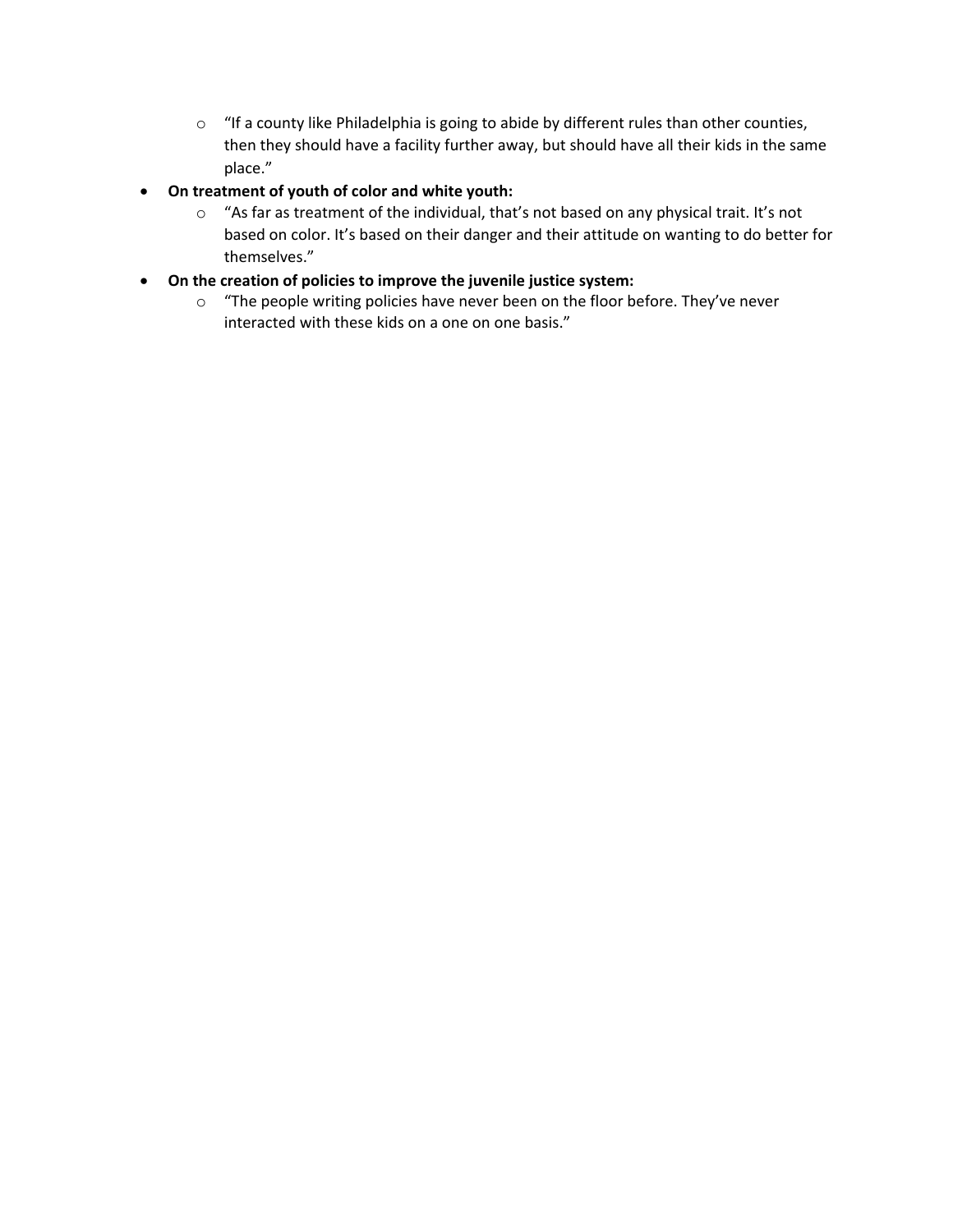- "If a county like Philadelphia is going to abide by different rules than other counties, then they should have a facility further away, but should have all their kids in the same place."
- **On treatment of youth of color and white youth:**
    - "As far as treatment of the individual, that's not based on any physical trait. It's not based on color. It's based on their danger and their attitude on wanting to do better for themselves."
- **On the creation of policies to improve the juvenile justice system:**
    - "The people writing policies have never been on the floor before. They've never interacted with these kids on a one on one basis."